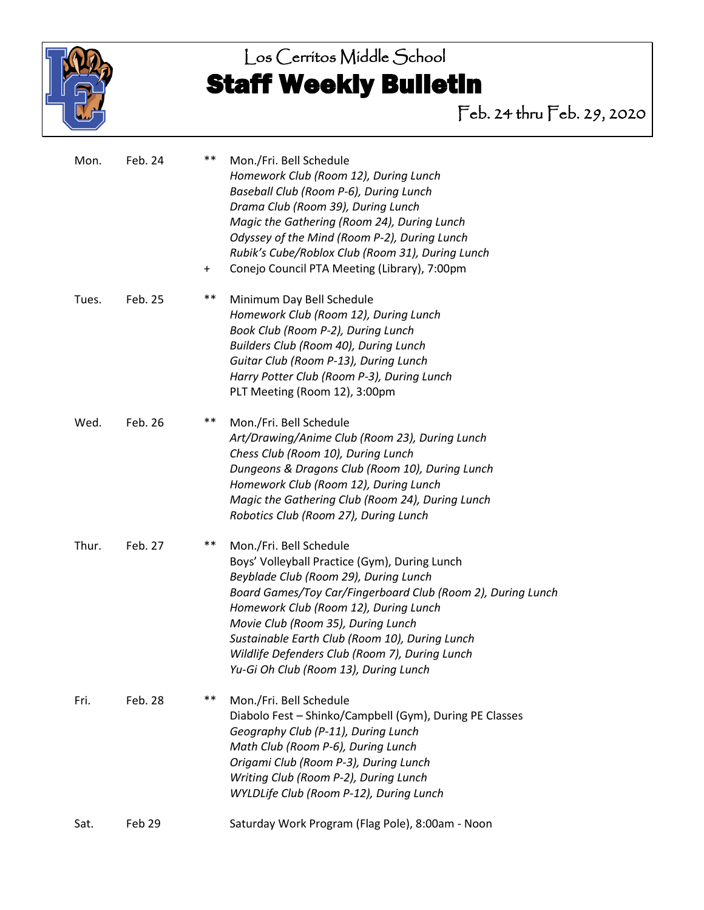Los Cerritos Middle School

# Staff Weekly Bulletin

Feb. 24 thru Feb. 29, 2020

| | | | |
|---|---|---|---|
| Mon. | Feb. 24 | ** | Mon./Fri. Bell Schedule |
| | | | *Homework Club (Room 12), During Lunch* |
| | | | *Baseball Club (Room P-6), During Lunch* |
| | | | *Drama Club (Room 39), During Lunch* |
| | | | *Magic the Gathering (Room 24), During Lunch* |
| | | | *Odyssey of the Mind (Room P-2), During Lunch* |
| | | | *Rubik's Cube/Roblox Club (Room 31), During Lunch* |
| | | + | Conejo Council PTA Meeting (Library), 7:00pm |
| Tues. | Feb. 25 | ** | Minimum Day Bell Schedule |
| | | | *Homework Club (Room 12), During Lunch* |
| | | | *Book Club (Room P-2), During Lunch* |
| | | | *Builders Club (Room 40), During Lunch* |
| | | | *Guitar Club (Room P-13), During Lunch* |
| | | | *Harry Potter Club (Room P-3), During Lunch* |
| | | | PLT Meeting (Room 12), 3:00pm |
| Wed. | Feb. 26 | ** | Mon./Fri. Bell Schedule |
| | | | *Art/Drawing/Anime Club (Room 23), During Lunch* |
| | | | *Chess Club (Room 10), During Lunch* |
| | | | *Dungeons & Dragons Club (Room 10), During Lunch* |
| | | | *Homework Club (Room 12), During Lunch* |
| | | | *Magic the Gathering Club (Room 24), During Lunch* |
| | | | *Robotics Club (Room 27), During Lunch* |
| Thur. | Feb. 27 | ** | Mon./Fri. Bell Schedule |
| | | | Boys' Volleyball Practice (Gym), During Lunch |
| | | | *Beyblade Club (Room 29), During Lunch* |
| | | | *Board Games/Toy Car/Fingerboard Club (Room 2), During Lunch* |
| | | | *Homework Club (Room 12), During Lunch* |
| | | | *Movie Club (Room 35), During Lunch* |
| | | | *Sustainable Earth Club (Room 10), During Lunch* |
| | | | *Wildlife Defenders Club (Room 7), During Lunch* |
| | | | *Yu-Gi Oh Club (Room 13), During Lunch* |
| Fri. | Feb. 28 | ** | Mon./Fri. Bell Schedule |
| | | | Diabolo Fest – Shinko/Campbell (Gym), During PE Classes |
| | | | *Geography Club (P-11), During Lunch* |
| | | | *Math Club (Room P-6), During Lunch* |
| | | | *Origami Club (Room P-3), During Lunch* |
| | | | *Writing Club (Room P-2), During Lunch* |
| | | | *WYLDLife Club (Room P-12), During Lunch* |
| Sat. | Feb 29 | | Saturday Work Program (Flag Pole), 8:00am - Noon |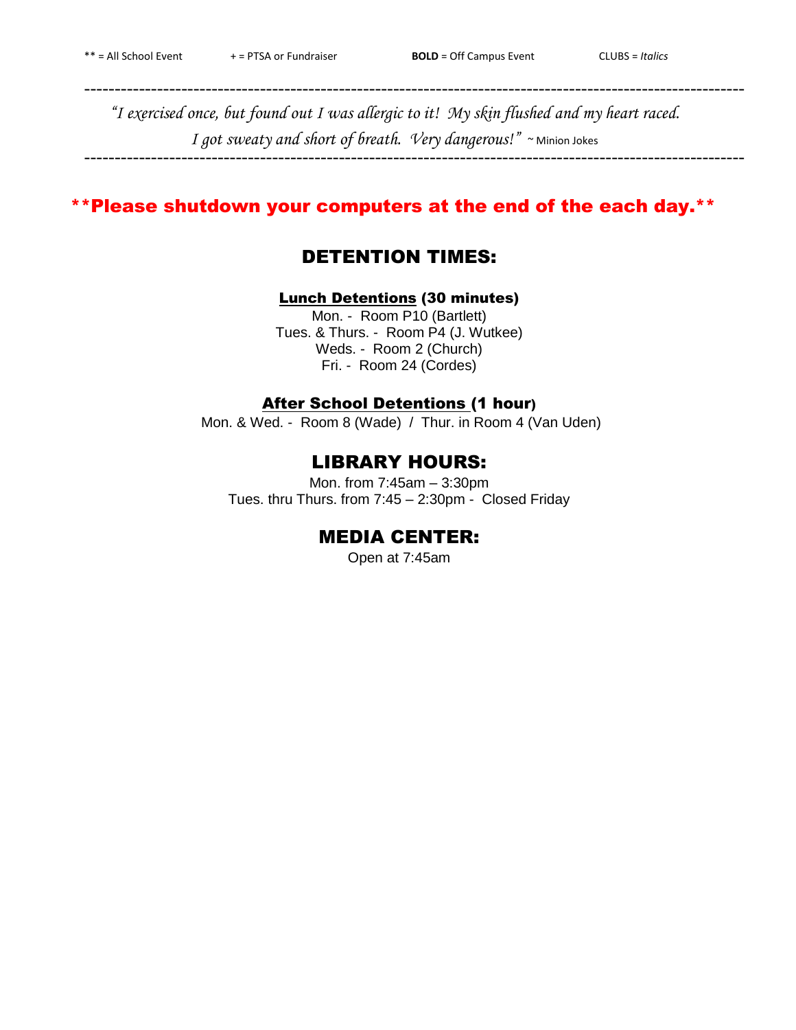** = All School Event + = PTSA or Fundraiser **BOLD** = Off Campus Event CLUBS = *Italics*

---

*"I exercised once, but found out I was allergic to it! My skin flushed and my heart raced. I got sweaty and short of breath. Very dangerous!"* ~ Minion Jokes

---

**\*\*Please shutdown your computers at the end of the each day.\*\***

## DETENTION TIMES:

**Lunch Detentions (30 minutes)**

Mon. - Room P10 (Bartlett)
Tues. & Thurs. - Room P4 (J. Wutkee)
Weds. - Room 2 (Church)
Fri. - Room 24 (Cordes)

**After School Detentions (1 hour)**

Mon. & Wed. - Room 8 (Wade) / Thur. in Room 4 (Van Uden)

## LIBRARY HOURS:

Mon. from 7:45am – 3:30pm
Tues. thru Thurs. from 7:45 – 2:30pm - Closed Friday

## MEDIA CENTER:

Open at 7:45am